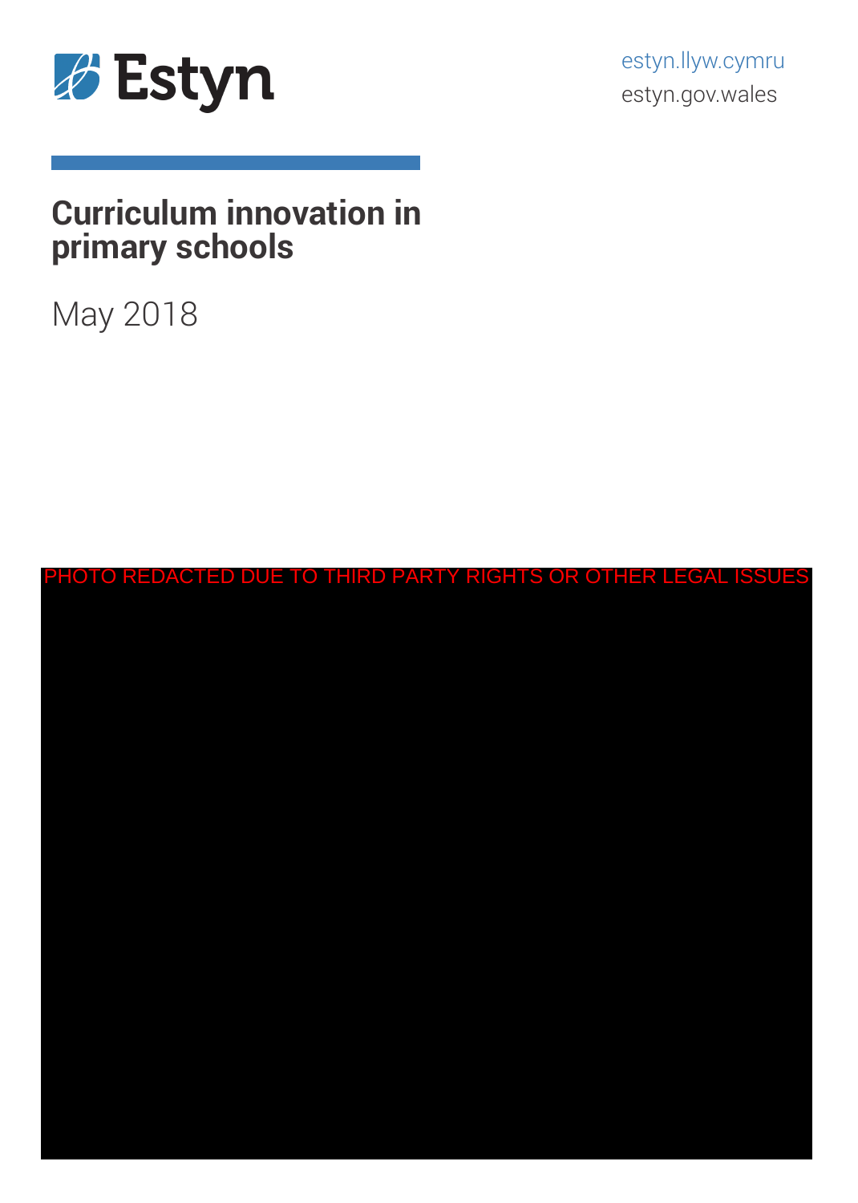Estyn

estyn.llyw.cymru
estyn.gov.wales

# Curriculum innovation in primary schools

May 2018

PHOTO REDACTED DUE TO THIRD PARTY RIGHTS OR OTHER LEGAL ISSUES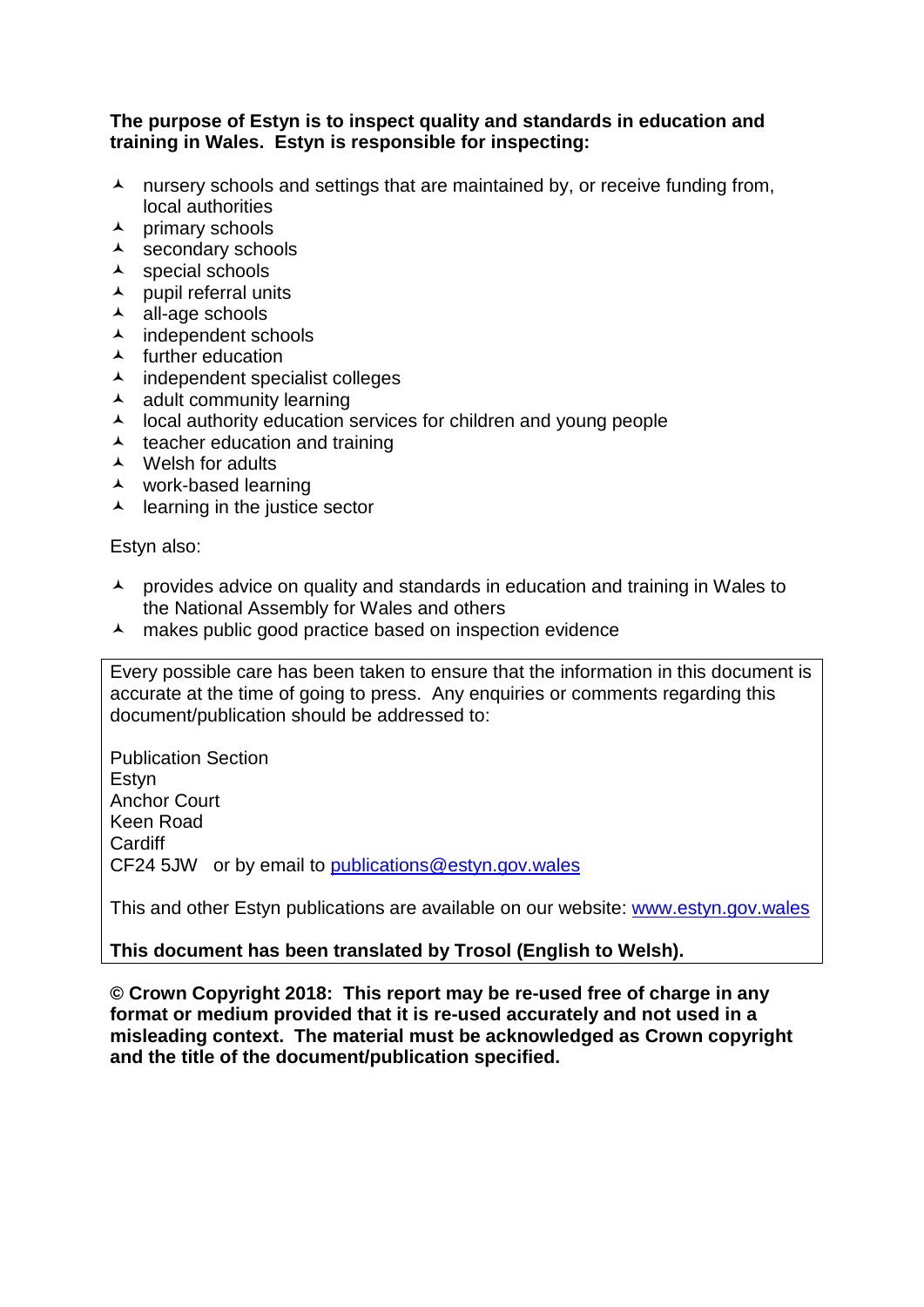**The purpose of Estyn is to inspect quality and standards in education and training in Wales. Estyn is responsible for inspecting:**

- nursery schools and settings that are maintained by, or receive funding from, local authorities
- primary schools
- secondary schools
- special schools
- pupil referral units
- all-age schools
- independent schools
- further education
- independent specialist colleges
- adult community learning
- local authority education services for children and young people
- teacher education and training
- Welsh for adults
- work-based learning
- learning in the justice sector

Estyn also:

- provides advice on quality and standards in education and training in Wales to the National Assembly for Wales and others
- makes public good practice based on inspection evidence

Every possible care has been taken to ensure that the information in this document is accurate at the time of going to press. Any enquiries or comments regarding this document/publication should be addressed to:

Publication Section
Estyn
Anchor Court
Keen Road
Cardiff
CF24 5JW or by email to publications@estyn.gov.wales

This and other Estyn publications are available on our website: www.estyn.gov.wales

**This document has been translated by Trosol (English to Welsh).**

**© Crown Copyright 2018: This report may be re-used free of charge in any format or medium provided that it is re-used accurately and not used in a misleading context. The material must be acknowledged as Crown copyright and the title of the document/publication specified.**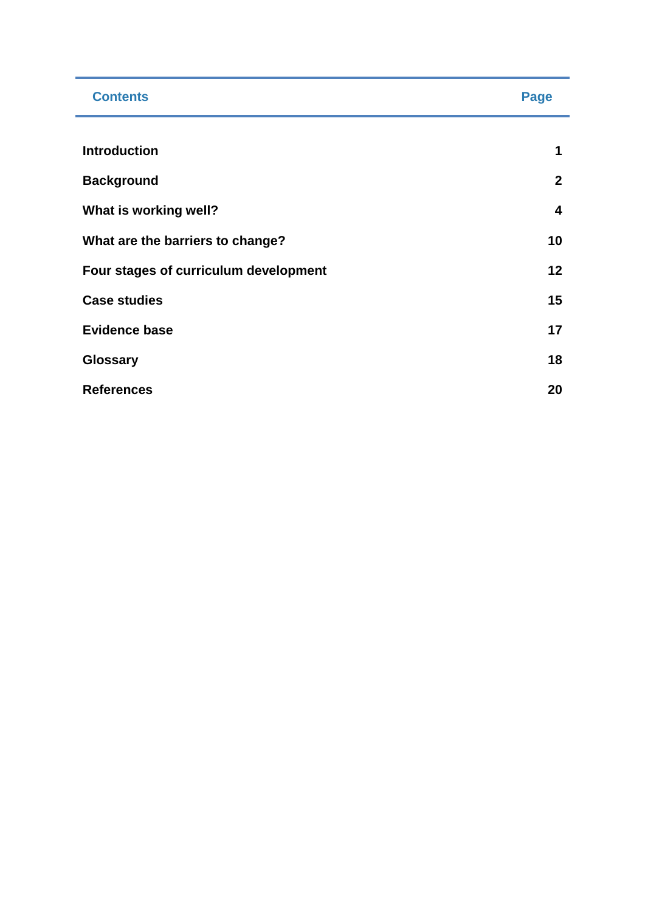| Contents | Page |
| --- | --- |
| **Introduction** | **1** |
| **Background** | **2** |
| **What is working well?** | **4** |
| **What are the barriers to change?** | **10** |
| **Four stages of curriculum development** | **12** |
| **Case studies** | **15** |
| **Evidence base** | **17** |
| **Glossary** | **18** |
| **References** | **20** |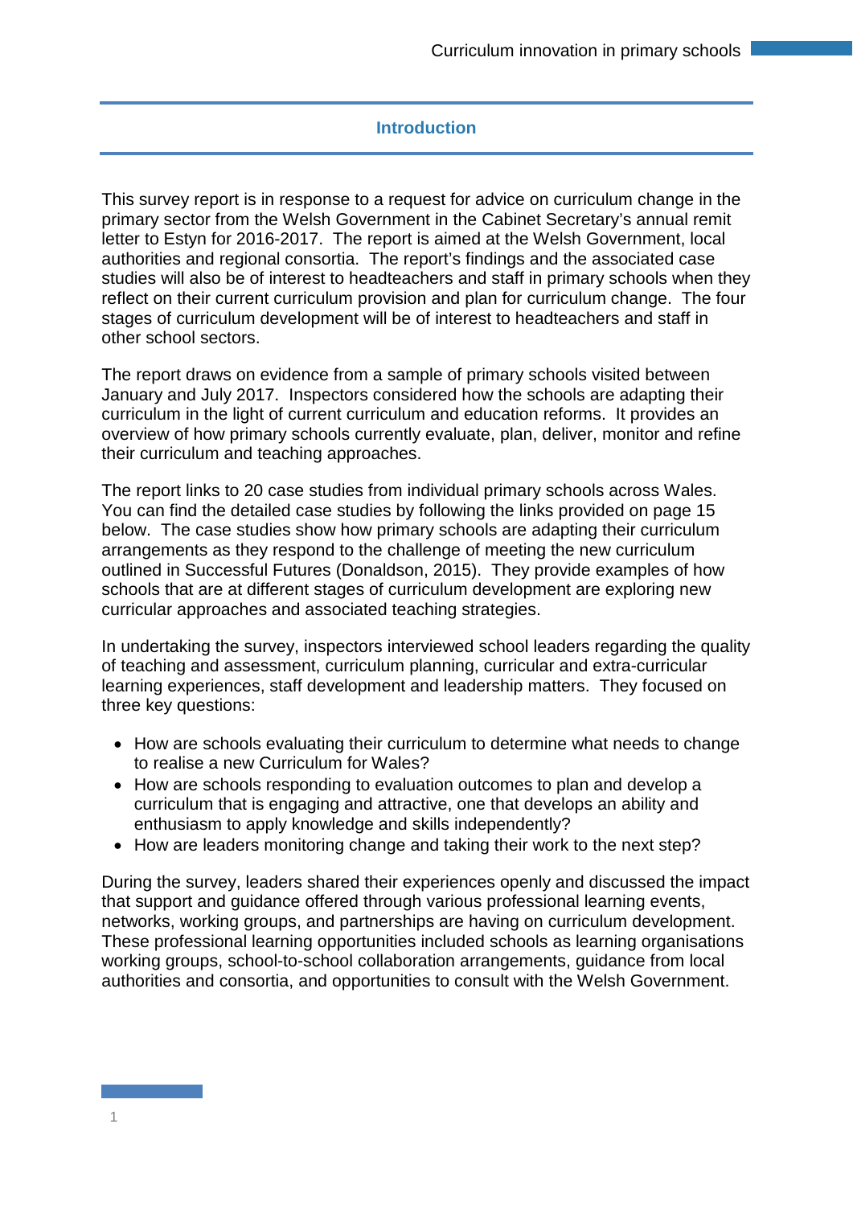## Introduction

This survey report is in response to a request for advice on curriculum change in the primary sector from the Welsh Government in the Cabinet Secretary's annual remit letter to Estyn for 2016-2017. The report is aimed at the Welsh Government, local authorities and regional consortia. The report's findings and the associated case studies will also be of interest to headteachers and staff in primary schools when they reflect on their current curriculum provision and plan for curriculum change. The four stages of curriculum development will be of interest to headteachers and staff in other school sectors.

The report draws on evidence from a sample of primary schools visited between January and July 2017. Inspectors considered how the schools are adapting their curriculum in the light of current curriculum and education reforms. It provides an overview of how primary schools currently evaluate, plan, deliver, monitor and refine their curriculum and teaching approaches.

The report links to 20 case studies from individual primary schools across Wales. You can find the detailed case studies by following the links provided on page 15 below. The case studies show how primary schools are adapting their curriculum arrangements as they respond to the challenge of meeting the new curriculum outlined in Successful Futures (Donaldson, 2015). They provide examples of how schools that are at different stages of curriculum development are exploring new curricular approaches and associated teaching strategies.

In undertaking the survey, inspectors interviewed school leaders regarding the quality of teaching and assessment, curriculum planning, curricular and extra-curricular learning experiences, staff development and leadership matters. They focused on three key questions:

- How are schools evaluating their curriculum to determine what needs to change to realise a new Curriculum for Wales?
- How are schools responding to evaluation outcomes to plan and develop a curriculum that is engaging and attractive, one that develops an ability and enthusiasm to apply knowledge and skills independently?
- How are leaders monitoring change and taking their work to the next step?

During the survey, leaders shared their experiences openly and discussed the impact that support and guidance offered through various professional learning events, networks, working groups, and partnerships are having on curriculum development. These professional learning opportunities included schools as learning organisations working groups, school-to-school collaboration arrangements, guidance from local authorities and consortia, and opportunities to consult with the Welsh Government.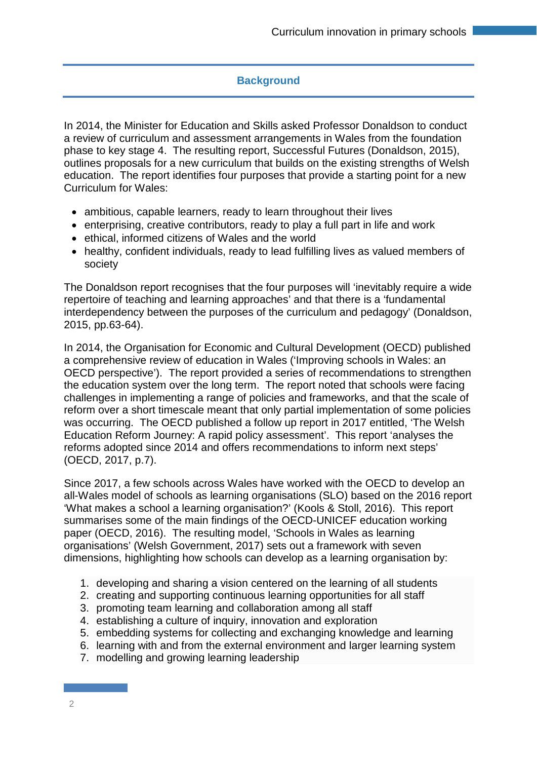## Background

In 2014, the Minister for Education and Skills asked Professor Donaldson to conduct a review of curriculum and assessment arrangements in Wales from the foundation phase to key stage 4. The resulting report, Successful Futures (Donaldson, 2015), outlines proposals for a new curriculum that builds on the existing strengths of Welsh education. The report identifies four purposes that provide a starting point for a new Curriculum for Wales:

- ambitious, capable learners, ready to learn throughout their lives
- enterprising, creative contributors, ready to play a full part in life and work
- ethical, informed citizens of Wales and the world
- healthy, confident individuals, ready to lead fulfilling lives as valued members of society

The Donaldson report recognises that the four purposes will 'inevitably require a wide repertoire of teaching and learning approaches' and that there is a 'fundamental interdependency between the purposes of the curriculum and pedagogy' (Donaldson, 2015, pp.63-64).

In 2014, the Organisation for Economic and Cultural Development (OECD) published a comprehensive review of education in Wales ('Improving schools in Wales: an OECD perspective'). The report provided a series of recommendations to strengthen the education system over the long term. The report noted that schools were facing challenges in implementing a range of policies and frameworks, and that the scale of reform over a short timescale meant that only partial implementation of some policies was occurring. The OECD published a follow up report in 2017 entitled, 'The Welsh Education Reform Journey: A rapid policy assessment'. This report 'analyses the reforms adopted since 2014 and offers recommendations to inform next steps' (OECD, 2017, p.7).

Since 2017, a few schools across Wales have worked with the OECD to develop an all-Wales model of schools as learning organisations (SLO) based on the 2016 report 'What makes a school a learning organisation?' (Kools & Stoll, 2016). This report summarises some of the main findings of the OECD-UNICEF education working paper (OECD, 2016). The resulting model, 'Schools in Wales as learning organisations' (Welsh Government, 2017) sets out a framework with seven dimensions, highlighting how schools can develop as a learning organisation by:

1. developing and sharing a vision centered on the learning of all students
2. creating and supporting continuous learning opportunities for all staff
3. promoting team learning and collaboration among all staff
4. establishing a culture of inquiry, innovation and exploration
5. embedding systems for collecting and exchanging knowledge and learning
6. learning with and from the external environment and larger learning system
7. modelling and growing learning leadership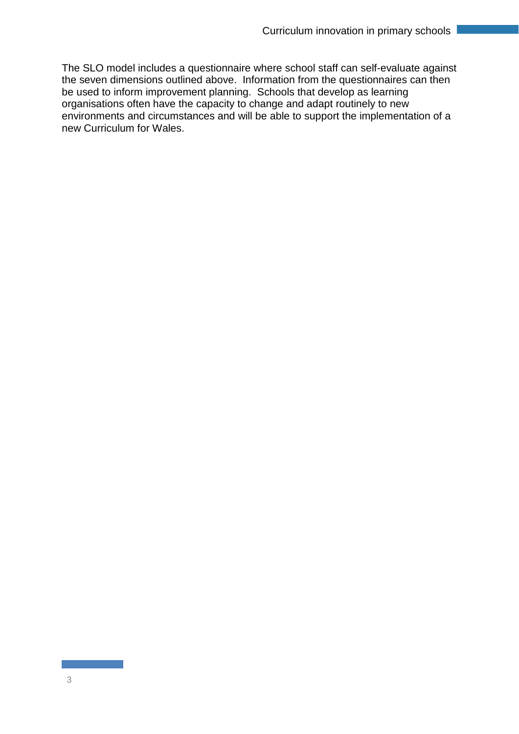The SLO model includes a questionnaire where school staff can self-evaluate against the seven dimensions outlined above. Information from the questionnaires can then be used to inform improvement planning. Schools that develop as learning organisations often have the capacity to change and adapt routinely to new environments and circumstances and will be able to support the implementation of a new Curriculum for Wales.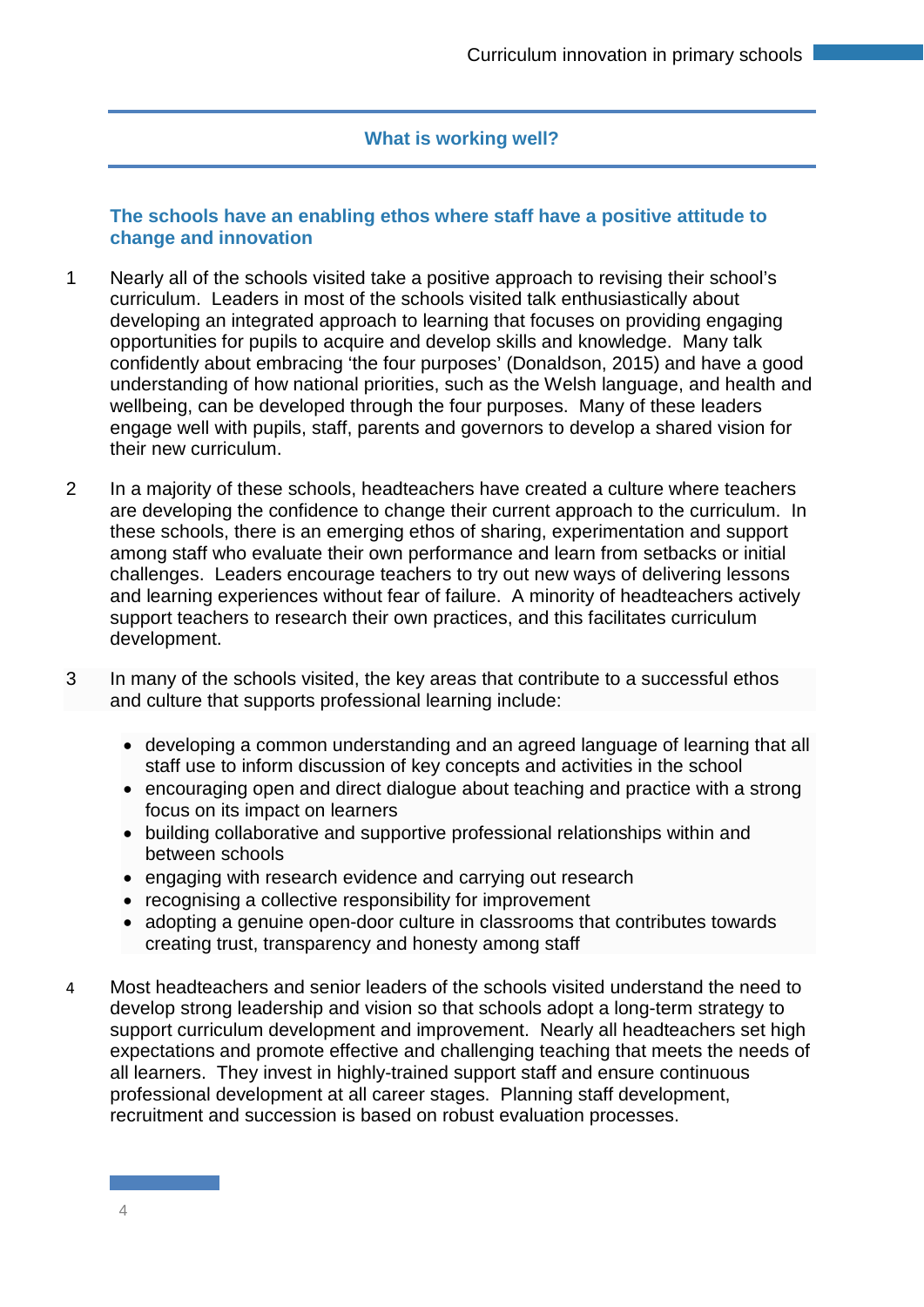## What is working well?

### The schools have an enabling ethos where staff have a positive attitude to change and innovation

1 Nearly all of the schools visited take a positive approach to revising their school's curriculum. Leaders in most of the schools visited talk enthusiastically about developing an integrated approach to learning that focuses on providing engaging opportunities for pupils to acquire and develop skills and knowledge. Many talk confidently about embracing 'the four purposes' (Donaldson, 2015) and have a good understanding of how national priorities, such as the Welsh language, and health and wellbeing, can be developed through the four purposes. Many of these leaders engage well with pupils, staff, parents and governors to develop a shared vision for their new curriculum.

2 In a majority of these schools, headteachers have created a culture where teachers are developing the confidence to change their current approach to the curriculum. In these schools, there is an emerging ethos of sharing, experimentation and support among staff who evaluate their own performance and learn from setbacks or initial challenges. Leaders encourage teachers to try out new ways of delivering lessons and learning experiences without fear of failure. A minority of headteachers actively support teachers to research their own practices, and this facilitates curriculum development.

3 In many of the schools visited, the key areas that contribute to a successful ethos and culture that supports professional learning include:

- developing a common understanding and an agreed language of learning that all staff use to inform discussion of key concepts and activities in the school
- encouraging open and direct dialogue about teaching and practice with a strong focus on its impact on learners
- building collaborative and supportive professional relationships within and between schools
- engaging with research evidence and carrying out research
- recognising a collective responsibility for improvement
- adopting a genuine open-door culture in classrooms that contributes towards creating trust, transparency and honesty among staff

4 Most headteachers and senior leaders of the schools visited understand the need to develop strong leadership and vision so that schools adopt a long-term strategy to support curriculum development and improvement. Nearly all headteachers set high expectations and promote effective and challenging teaching that meets the needs of all learners. They invest in highly-trained support staff and ensure continuous professional development at all career stages. Planning staff development, recruitment and succession is based on robust evaluation processes.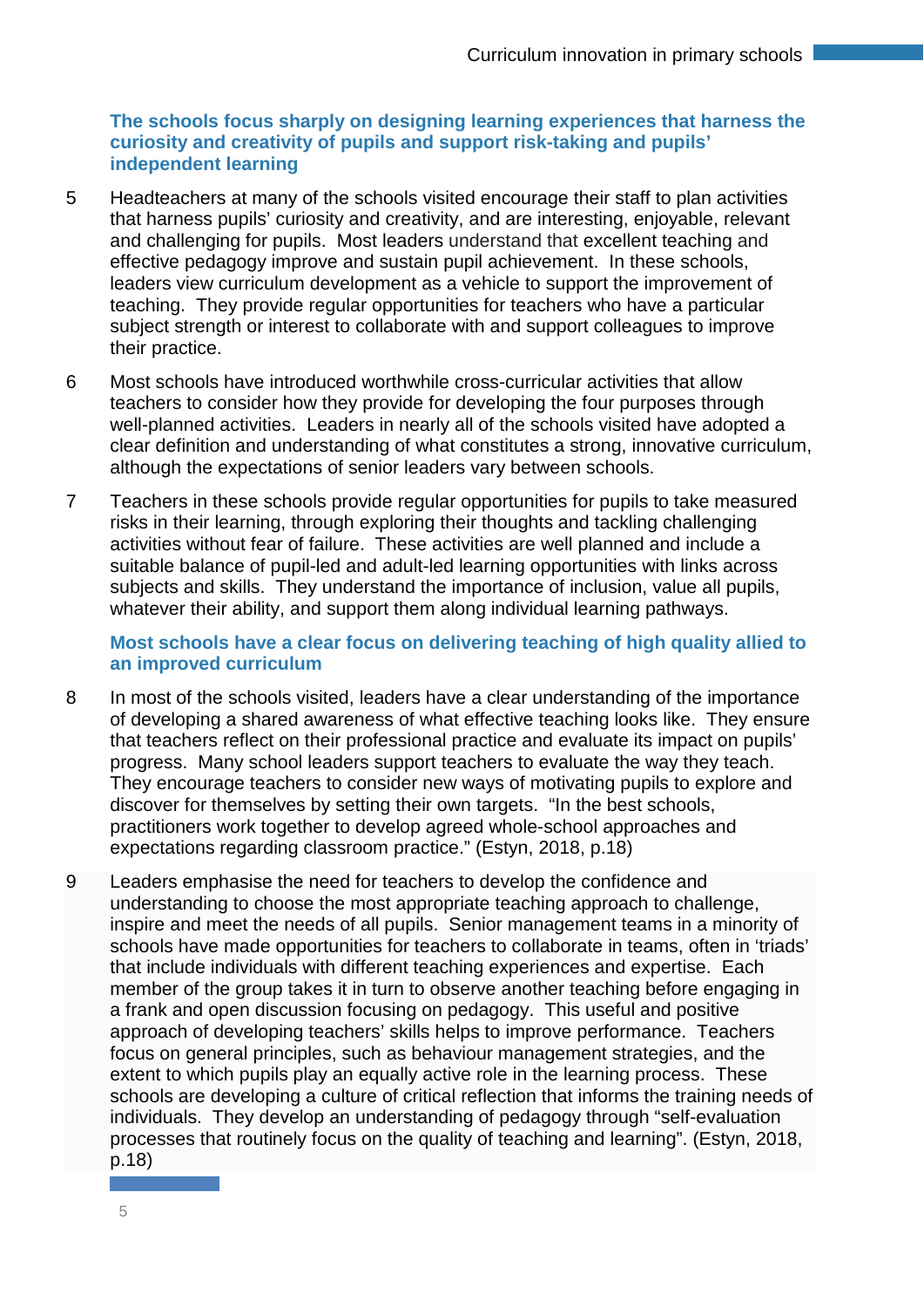### The schools focus sharply on designing learning experiences that harness the curiosity and creativity of pupils and support risk-taking and pupils' independent learning

5 Headteachers at many of the schools visited encourage their staff to plan activities that harness pupils' curiosity and creativity, and are interesting, enjoyable, relevant and challenging for pupils. Most leaders understand that excellent teaching and effective pedagogy improve and sustain pupil achievement. In these schools, leaders view curriculum development as a vehicle to support the improvement of teaching. They provide regular opportunities for teachers who have a particular subject strength or interest to collaborate with and support colleagues to improve their practice.

6 Most schools have introduced worthwhile cross-curricular activities that allow teachers to consider how they provide for developing the four purposes through well-planned activities. Leaders in nearly all of the schools visited have adopted a clear definition and understanding of what constitutes a strong, innovative curriculum, although the expectations of senior leaders vary between schools.

7 Teachers in these schools provide regular opportunities for pupils to take measured risks in their learning, through exploring their thoughts and tackling challenging activities without fear of failure. These activities are well planned and include a suitable balance of pupil-led and adult-led learning opportunities with links across subjects and skills. They understand the importance of inclusion, value all pupils, whatever their ability, and support them along individual learning pathways.

### Most schools have a clear focus on delivering teaching of high quality allied to an improved curriculum

8 In most of the schools visited, leaders have a clear understanding of the importance of developing a shared awareness of what effective teaching looks like. They ensure that teachers reflect on their professional practice and evaluate its impact on pupils' progress. Many school leaders support teachers to evaluate the way they teach. They encourage teachers to consider new ways of motivating pupils to explore and discover for themselves by setting their own targets. "In the best schools, practitioners work together to develop agreed whole-school approaches and expectations regarding classroom practice." (Estyn, 2018, p.18)

9 Leaders emphasise the need for teachers to develop the confidence and understanding to choose the most appropriate teaching approach to challenge, inspire and meet the needs of all pupils. Senior management teams in a minority of schools have made opportunities for teachers to collaborate in teams, often in 'triads' that include individuals with different teaching experiences and expertise. Each member of the group takes it in turn to observe another teaching before engaging in a frank and open discussion focusing on pedagogy. This useful and positive approach of developing teachers' skills helps to improve performance. Teachers focus on general principles, such as behaviour management strategies, and the extent to which pupils play an equally active role in the learning process. These schools are developing a culture of critical reflection that informs the training needs of individuals. They develop an understanding of pedagogy through "self-evaluation processes that routinely focus on the quality of teaching and learning". (Estyn, 2018, p.18)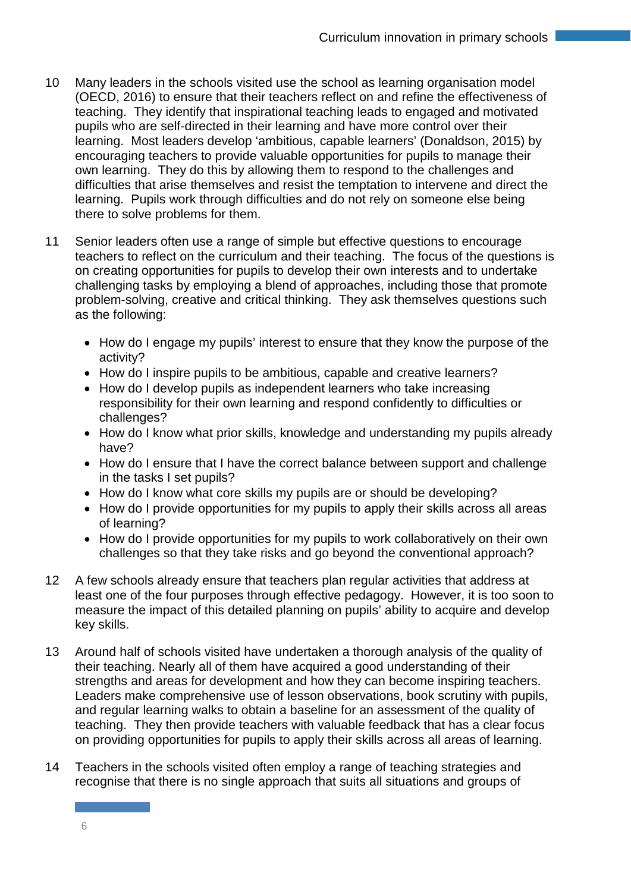10 Many leaders in the schools visited use the school as learning organisation model (OECD, 2016) to ensure that their teachers reflect on and refine the effectiveness of teaching. They identify that inspirational teaching leads to engaged and motivated pupils who are self-directed in their learning and have more control over their learning. Most leaders develop 'ambitious, capable learners' (Donaldson, 2015) by encouraging teachers to provide valuable opportunities for pupils to manage their own learning. They do this by allowing them to respond to the challenges and difficulties that arise themselves and resist the temptation to intervene and direct the learning. Pupils work through difficulties and do not rely on someone else being there to solve problems for them.

11 Senior leaders often use a range of simple but effective questions to encourage teachers to reflect on the curriculum and their teaching. The focus of the questions is on creating opportunities for pupils to develop their own interests and to undertake challenging tasks by employing a blend of approaches, including those that promote problem-solving, creative and critical thinking. They ask themselves questions such as the following:

- How do I engage my pupils' interest to ensure that they know the purpose of the activity?
- How do I inspire pupils to be ambitious, capable and creative learners?
- How do I develop pupils as independent learners who take increasing responsibility for their own learning and respond confidently to difficulties or challenges?
- How do I know what prior skills, knowledge and understanding my pupils already have?
- How do I ensure that I have the correct balance between support and challenge in the tasks I set pupils?
- How do I know what core skills my pupils are or should be developing?
- How do I provide opportunities for my pupils to apply their skills across all areas of learning?
- How do I provide opportunities for my pupils to work collaboratively on their own challenges so that they take risks and go beyond the conventional approach?

12 A few schools already ensure that teachers plan regular activities that address at least one of the four purposes through effective pedagogy. However, it is too soon to measure the impact of this detailed planning on pupils' ability to acquire and develop key skills.

13 Around half of schools visited have undertaken a thorough analysis of the quality of their teaching. Nearly all of them have acquired a good understanding of their strengths and areas for development and how they can become inspiring teachers. Leaders make comprehensive use of lesson observations, book scrutiny with pupils, and regular learning walks to obtain a baseline for an assessment of the quality of teaching. They then provide teachers with valuable feedback that has a clear focus on providing opportunities for pupils to apply their skills across all areas of learning.

14 Teachers in the schools visited often employ a range of teaching strategies and recognise that there is no single approach that suits all situations and groups of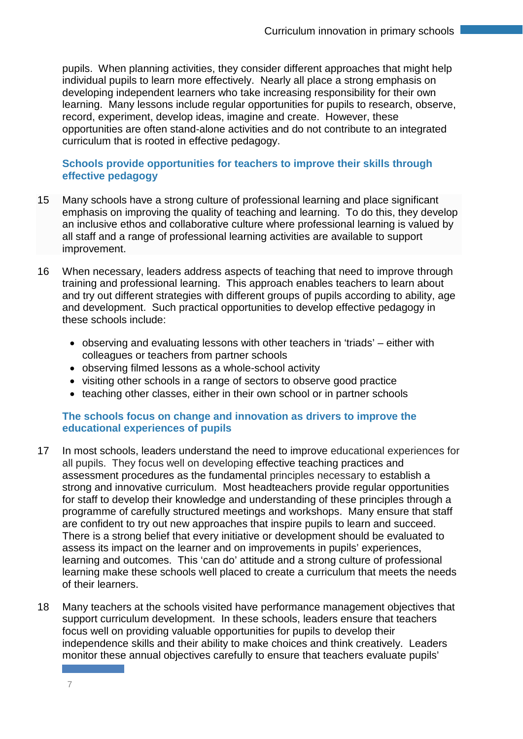pupils. When planning activities, they consider different approaches that might help individual pupils to learn more effectively. Nearly all place a strong emphasis on developing independent learners who take increasing responsibility for their own learning. Many lessons include regular opportunities for pupils to research, observe, record, experiment, develop ideas, imagine and create. However, these opportunities are often stand-alone activities and do not contribute to an integrated curriculum that is rooted in effective pedagogy.

### Schools provide opportunities for teachers to improve their skills through effective pedagogy

15 Many schools have a strong culture of professional learning and place significant emphasis on improving the quality of teaching and learning. To do this, they develop an inclusive ethos and collaborative culture where professional learning is valued by all staff and a range of professional learning activities are available to support improvement.

16 When necessary, leaders address aspects of teaching that need to improve through training and professional learning. This approach enables teachers to learn about and try out different strategies with different groups of pupils according to ability, age and development. Such practical opportunities to develop effective pedagogy in these schools include:

- observing and evaluating lessons with other teachers in 'triads' – either with colleagues or teachers from partner schools
- observing filmed lessons as a whole-school activity
- visiting other schools in a range of sectors to observe good practice
- teaching other classes, either in their own school or in partner schools

### The schools focus on change and innovation as drivers to improve the educational experiences of pupils

17 In most schools, leaders understand the need to improve educational experiences for all pupils. They focus well on developing effective teaching practices and assessment procedures as the fundamental principles necessary to establish a strong and innovative curriculum. Most headteachers provide regular opportunities for staff to develop their knowledge and understanding of these principles through a programme of carefully structured meetings and workshops. Many ensure that staff are confident to try out new approaches that inspire pupils to learn and succeed. There is a strong belief that every initiative or development should be evaluated to assess its impact on the learner and on improvements in pupils' experiences, learning and outcomes. This 'can do' attitude and a strong culture of professional learning make these schools well placed to create a curriculum that meets the needs of their learners.

18 Many teachers at the schools visited have performance management objectives that support curriculum development. In these schools, leaders ensure that teachers focus well on providing valuable opportunities for pupils to develop their independence skills and their ability to make choices and think creatively. Leaders monitor these annual objectives carefully to ensure that teachers evaluate pupils'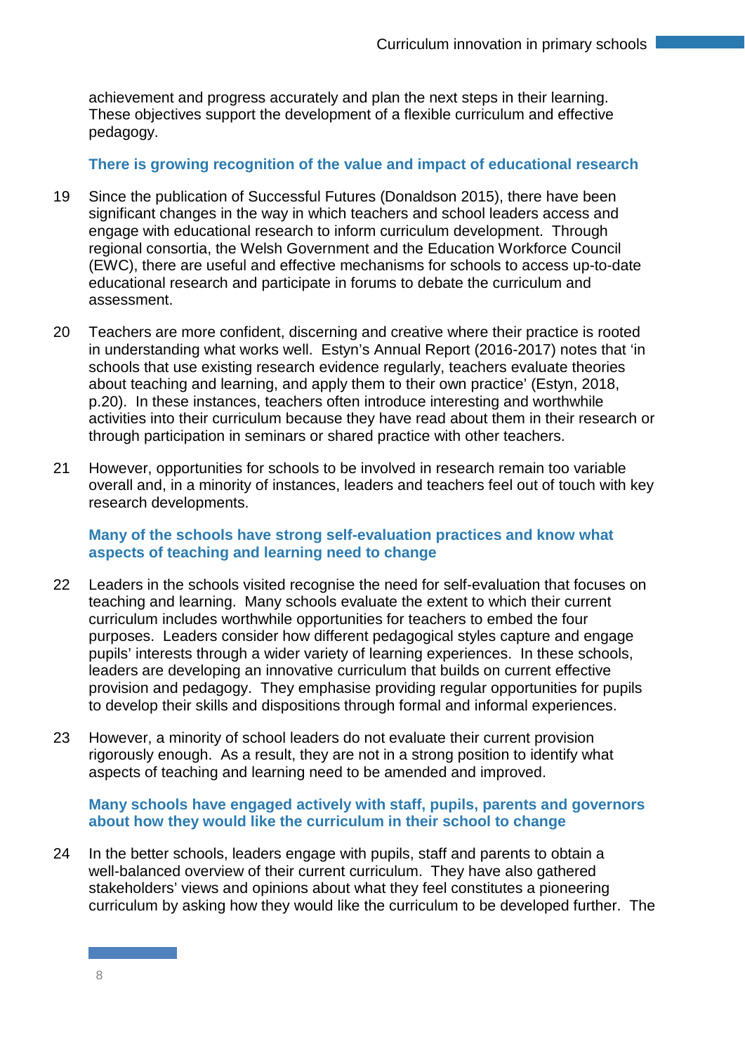achievement and progress accurately and plan the next steps in their learning. These objectives support the development of a flexible curriculum and effective pedagogy.

### There is growing recognition of the value and impact of educational research

19 Since the publication of Successful Futures (Donaldson 2015), there have been significant changes in the way in which teachers and school leaders access and engage with educational research to inform curriculum development. Through regional consortia, the Welsh Government and the Education Workforce Council (EWC), there are useful and effective mechanisms for schools to access up-to-date educational research and participate in forums to debate the curriculum and assessment.

20 Teachers are more confident, discerning and creative where their practice is rooted in understanding what works well. Estyn's Annual Report (2016-2017) notes that 'in schools that use existing research evidence regularly, teachers evaluate theories about teaching and learning, and apply them to their own practice' (Estyn, 2018, p.20). In these instances, teachers often introduce interesting and worthwhile activities into their curriculum because they have read about them in their research or through participation in seminars or shared practice with other teachers.

21 However, opportunities for schools to be involved in research remain too variable overall and, in a minority of instances, leaders and teachers feel out of touch with key research developments.

### Many of the schools have strong self-evaluation practices and know what aspects of teaching and learning need to change

22 Leaders in the schools visited recognise the need for self-evaluation that focuses on teaching and learning. Many schools evaluate the extent to which their current curriculum includes worthwhile opportunities for teachers to embed the four purposes. Leaders consider how different pedagogical styles capture and engage pupils' interests through a wider variety of learning experiences. In these schools, leaders are developing an innovative curriculum that builds on current effective provision and pedagogy. They emphasise providing regular opportunities for pupils to develop their skills and dispositions through formal and informal experiences.

23 However, a minority of school leaders do not evaluate their current provision rigorously enough. As a result, they are not in a strong position to identify what aspects of teaching and learning need to be amended and improved.

### Many schools have engaged actively with staff, pupils, parents and governors about how they would like the curriculum in their school to change

24 In the better schools, leaders engage with pupils, staff and parents to obtain a well-balanced overview of their current curriculum. They have also gathered stakeholders' views and opinions about what they feel constitutes a pioneering curriculum by asking how they would like the curriculum to be developed further. The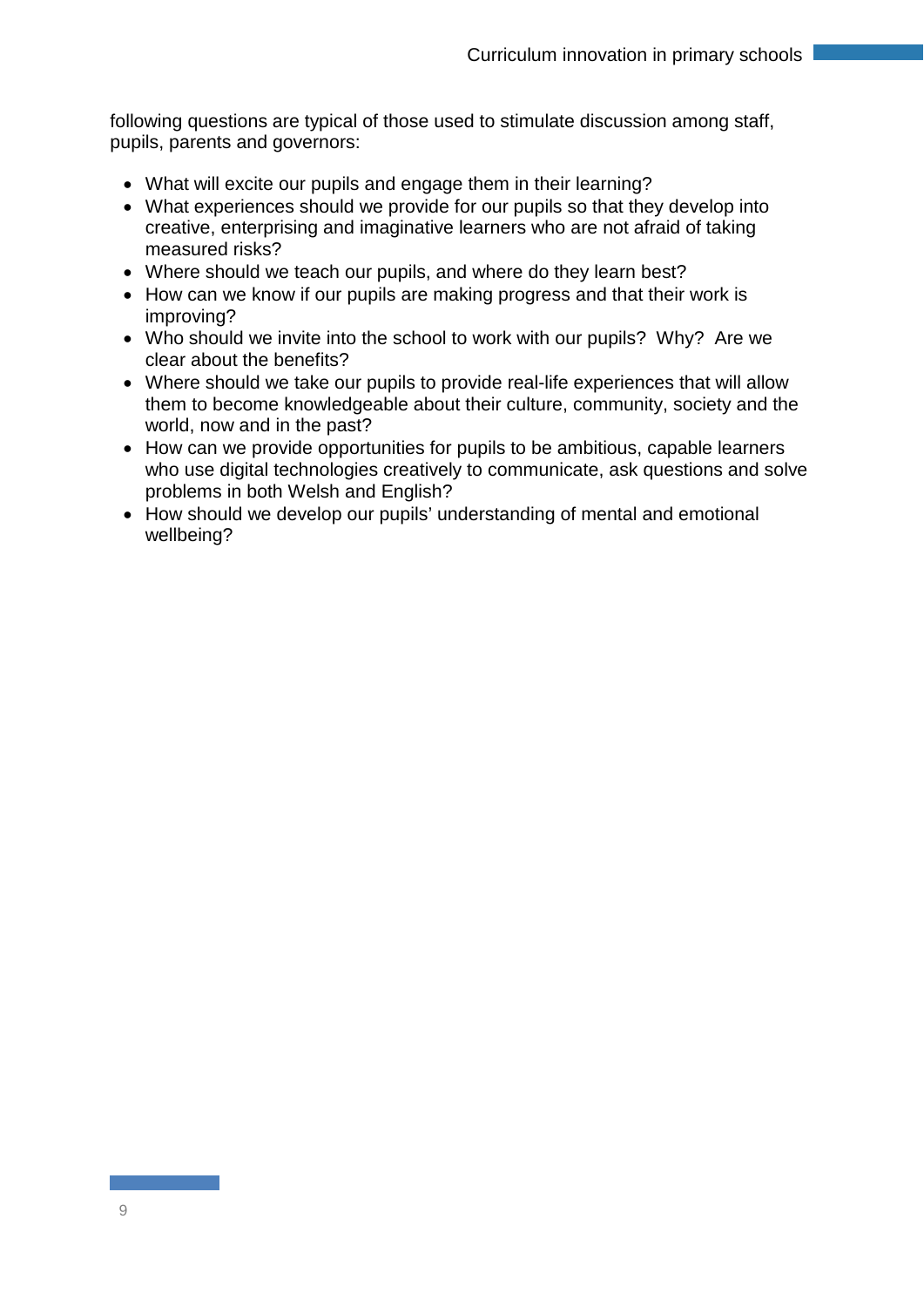following questions are typical of those used to stimulate discussion among staff, pupils, parents and governors:

- What will excite our pupils and engage them in their learning?
- What experiences should we provide for our pupils so that they develop into creative, enterprising and imaginative learners who are not afraid of taking measured risks?
- Where should we teach our pupils, and where do they learn best?
- How can we know if our pupils are making progress and that their work is improving?
- Who should we invite into the school to work with our pupils? Why? Are we clear about the benefits?
- Where should we take our pupils to provide real-life experiences that will allow them to become knowledgeable about their culture, community, society and the world, now and in the past?
- How can we provide opportunities for pupils to be ambitious, capable learners who use digital technologies creatively to communicate, ask questions and solve problems in both Welsh and English?
- How should we develop our pupils' understanding of mental and emotional wellbeing?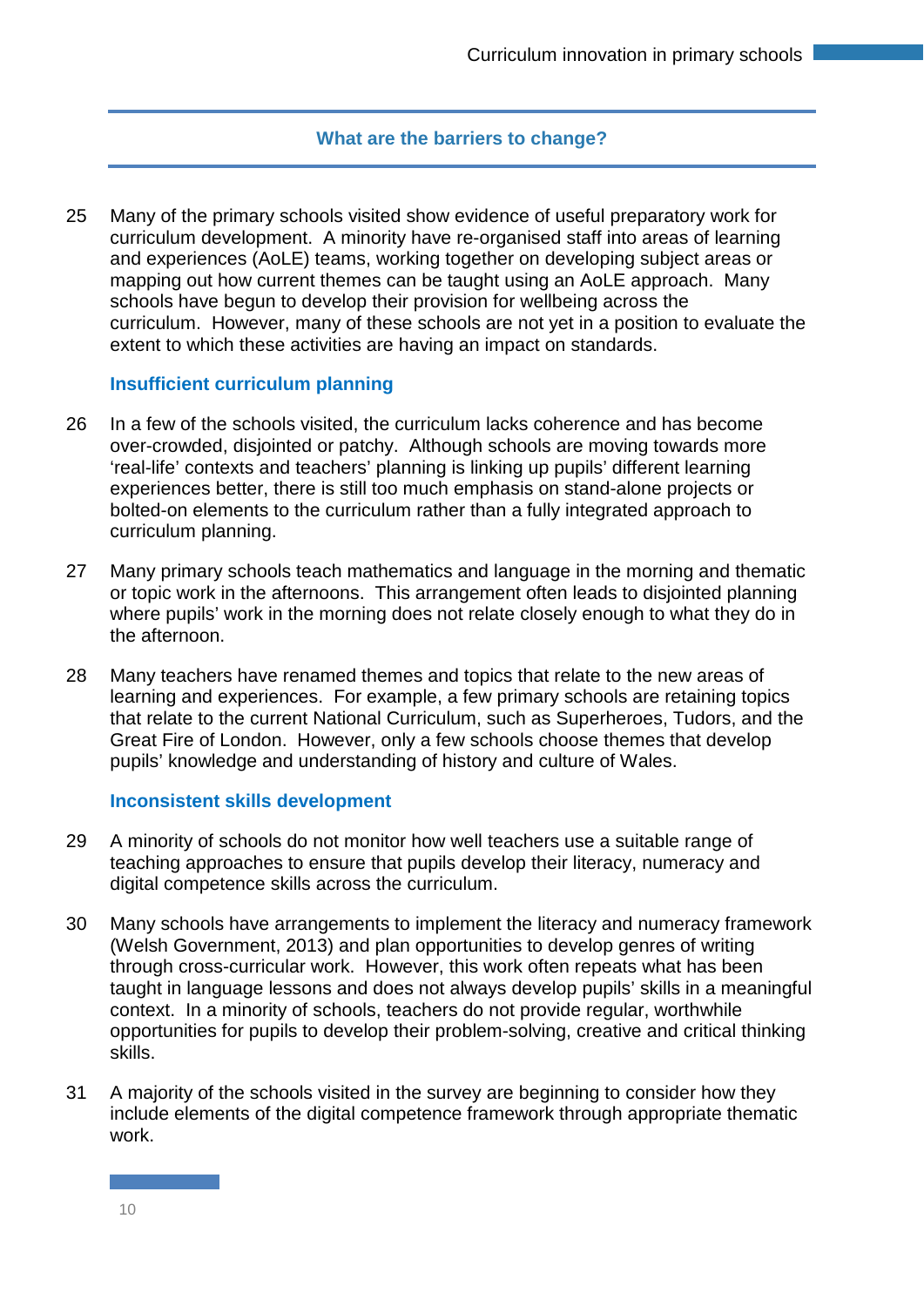## What are the barriers to change?

25 Many of the primary schools visited show evidence of useful preparatory work for curriculum development. A minority have re-organised staff into areas of learning and experiences (AoLE) teams, working together on developing subject areas or mapping out how current themes can be taught using an AoLE approach. Many schools have begun to develop their provision for wellbeing across the curriculum. However, many of these schools are not yet in a position to evaluate the extent to which these activities are having an impact on standards.

### Insufficient curriculum planning

26 In a few of the schools visited, the curriculum lacks coherence and has become over-crowded, disjointed or patchy. Although schools are moving towards more 'real-life' contexts and teachers' planning is linking up pupils' different learning experiences better, there is still too much emphasis on stand-alone projects or bolted-on elements to the curriculum rather than a fully integrated approach to curriculum planning.

27 Many primary schools teach mathematics and language in the morning and thematic or topic work in the afternoons. This arrangement often leads to disjointed planning where pupils' work in the morning does not relate closely enough to what they do in the afternoon.

28 Many teachers have renamed themes and topics that relate to the new areas of learning and experiences. For example, a few primary schools are retaining topics that relate to the current National Curriculum, such as Superheroes, Tudors, and the Great Fire of London. However, only a few schools choose themes that develop pupils' knowledge and understanding of history and culture of Wales.

### Inconsistent skills development

29 A minority of schools do not monitor how well teachers use a suitable range of teaching approaches to ensure that pupils develop their literacy, numeracy and digital competence skills across the curriculum.

30 Many schools have arrangements to implement the literacy and numeracy framework (Welsh Government, 2013) and plan opportunities to develop genres of writing through cross-curricular work. However, this work often repeats what has been taught in language lessons and does not always develop pupils' skills in a meaningful context. In a minority of schools, teachers do not provide regular, worthwhile opportunities for pupils to develop their problem-solving, creative and critical thinking skills.

31 A majority of the schools visited in the survey are beginning to consider how they include elements of the digital competence framework through appropriate thematic work.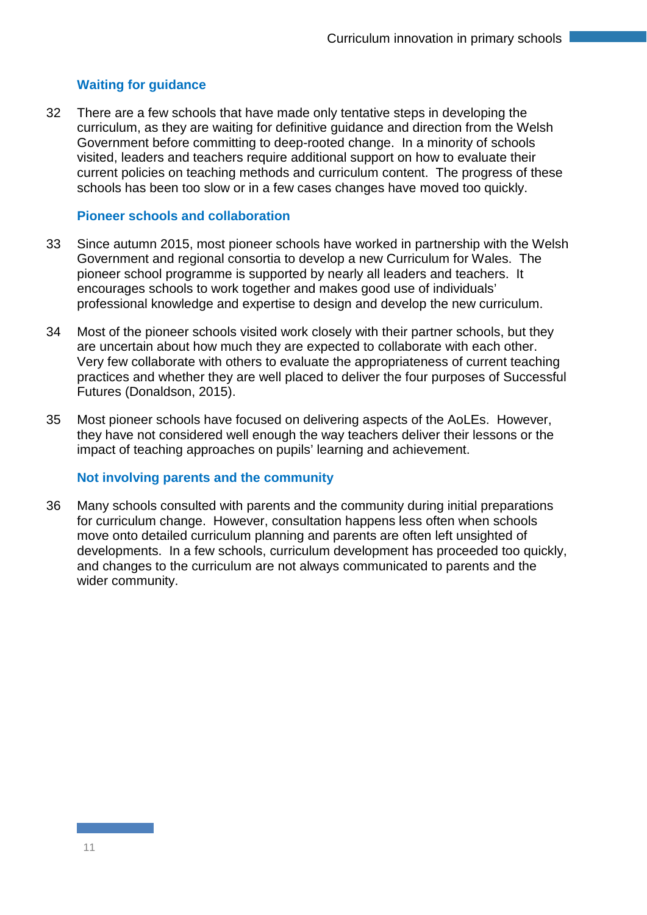### Waiting for guidance

32 There are a few schools that have made only tentative steps in developing the curriculum, as they are waiting for definitive guidance and direction from the Welsh Government before committing to deep-rooted change. In a minority of schools visited, leaders and teachers require additional support on how to evaluate their current policies on teaching methods and curriculum content. The progress of these schools has been too slow or in a few cases changes have moved too quickly.

### Pioneer schools and collaboration

33 Since autumn 2015, most pioneer schools have worked in partnership with the Welsh Government and regional consortia to develop a new Curriculum for Wales. The pioneer school programme is supported by nearly all leaders and teachers. It encourages schools to work together and makes good use of individuals' professional knowledge and expertise to design and develop the new curriculum.

34 Most of the pioneer schools visited work closely with their partner schools, but they are uncertain about how much they are expected to collaborate with each other. Very few collaborate with others to evaluate the appropriateness of current teaching practices and whether they are well placed to deliver the four purposes of Successful Futures (Donaldson, 2015).

35 Most pioneer schools have focused on delivering aspects of the AoLEs. However, they have not considered well enough the way teachers deliver their lessons or the impact of teaching approaches on pupils' learning and achievement.

### Not involving parents and the community

36 Many schools consulted with parents and the community during initial preparations for curriculum change. However, consultation happens less often when schools move onto detailed curriculum planning and parents are often left unsighted of developments. In a few schools, curriculum development has proceeded too quickly, and changes to the curriculum are not always communicated to parents and the wider community.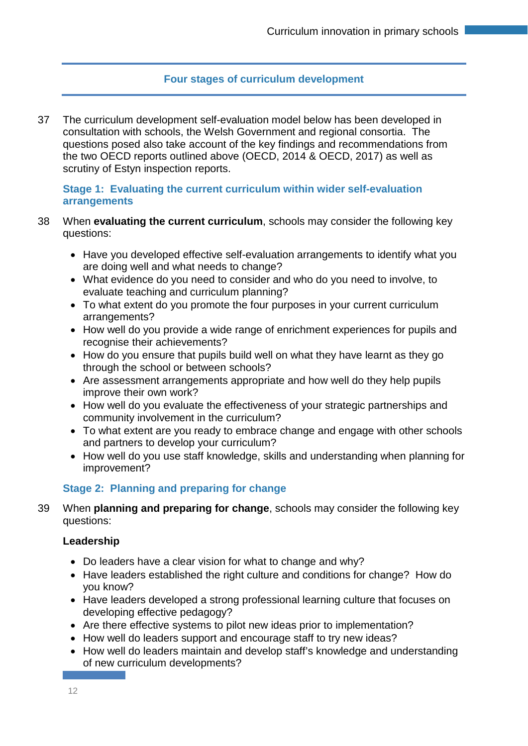## Four stages of curriculum development

37 The curriculum development self-evaluation model below has been developed in consultation with schools, the Welsh Government and regional consortia. The questions posed also take account of the key findings and recommendations from the two OECD reports outlined above (OECD, 2014 & OECD, 2017) as well as scrutiny of Estyn inspection reports.

### Stage 1: Evaluating the current curriculum within wider self-evaluation arrangements

38 When **evaluating the current curriculum**, schools may consider the following key questions:

- Have you developed effective self-evaluation arrangements to identify what you are doing well and what needs to change?
- What evidence do you need to consider and who do you need to involve, to evaluate teaching and curriculum planning?
- To what extent do you promote the four purposes in your current curriculum arrangements?
- How well do you provide a wide range of enrichment experiences for pupils and recognise their achievements?
- How do you ensure that pupils build well on what they have learnt as they go through the school or between schools?
- Are assessment arrangements appropriate and how well do they help pupils improve their own work?
- How well do you evaluate the effectiveness of your strategic partnerships and community involvement in the curriculum?
- To what extent are you ready to embrace change and engage with other schools and partners to develop your curriculum?
- How well do you use staff knowledge, skills and understanding when planning for improvement?

### Stage 2: Planning and preparing for change

39 When **planning and preparing for change**, schools may consider the following key questions:

**Leadership**

- Do leaders have a clear vision for what to change and why?
- Have leaders established the right culture and conditions for change? How do you know?
- Have leaders developed a strong professional learning culture that focuses on developing effective pedagogy?
- Are there effective systems to pilot new ideas prior to implementation?
- How well do leaders support and encourage staff to try new ideas?
- How well do leaders maintain and develop staff's knowledge and understanding of new curriculum developments?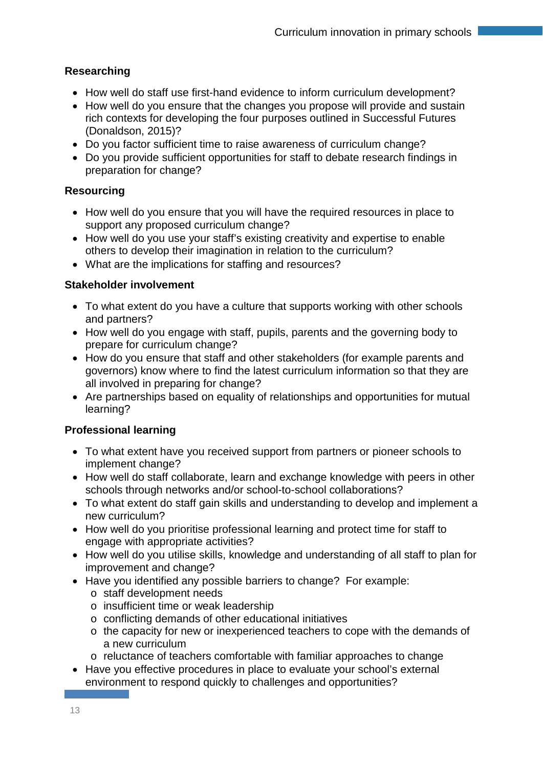**Researching**

- How well do staff use first-hand evidence to inform curriculum development?
- How well do you ensure that the changes you propose will provide and sustain rich contexts for developing the four purposes outlined in Successful Futures (Donaldson, 2015)?
- Do you factor sufficient time to raise awareness of curriculum change?
- Do you provide sufficient opportunities for staff to debate research findings in preparation for change?

**Resourcing**

- How well do you ensure that you will have the required resources in place to support any proposed curriculum change?
- How well do you use your staff's existing creativity and expertise to enable others to develop their imagination in relation to the curriculum?
- What are the implications for staffing and resources?

**Stakeholder involvement**

- To what extent do you have a culture that supports working with other schools and partners?
- How well do you engage with staff, pupils, parents and the governing body to prepare for curriculum change?
- How do you ensure that staff and other stakeholders (for example parents and governors) know where to find the latest curriculum information so that they are all involved in preparing for change?
- Are partnerships based on equality of relationships and opportunities for mutual learning?

**Professional learning**

- To what extent have you received support from partners or pioneer schools to implement change?
- How well do staff collaborate, learn and exchange knowledge with peers in other schools through networks and/or school-to-school collaborations?
- To what extent do staff gain skills and understanding to develop and implement a new curriculum?
- How well do you prioritise professional learning and protect time for staff to engage with appropriate activities?
- How well do you utilise skills, knowledge and understanding of all staff to plan for improvement and change?
- Have you identified any possible barriers to change? For example:
  - staff development needs
  - insufficient time or weak leadership
  - conflicting demands of other educational initiatives
  - the capacity for new or inexperienced teachers to cope with the demands of a new curriculum
  - reluctance of teachers comfortable with familiar approaches to change
- Have you effective procedures in place to evaluate your school's external environment to respond quickly to challenges and opportunities?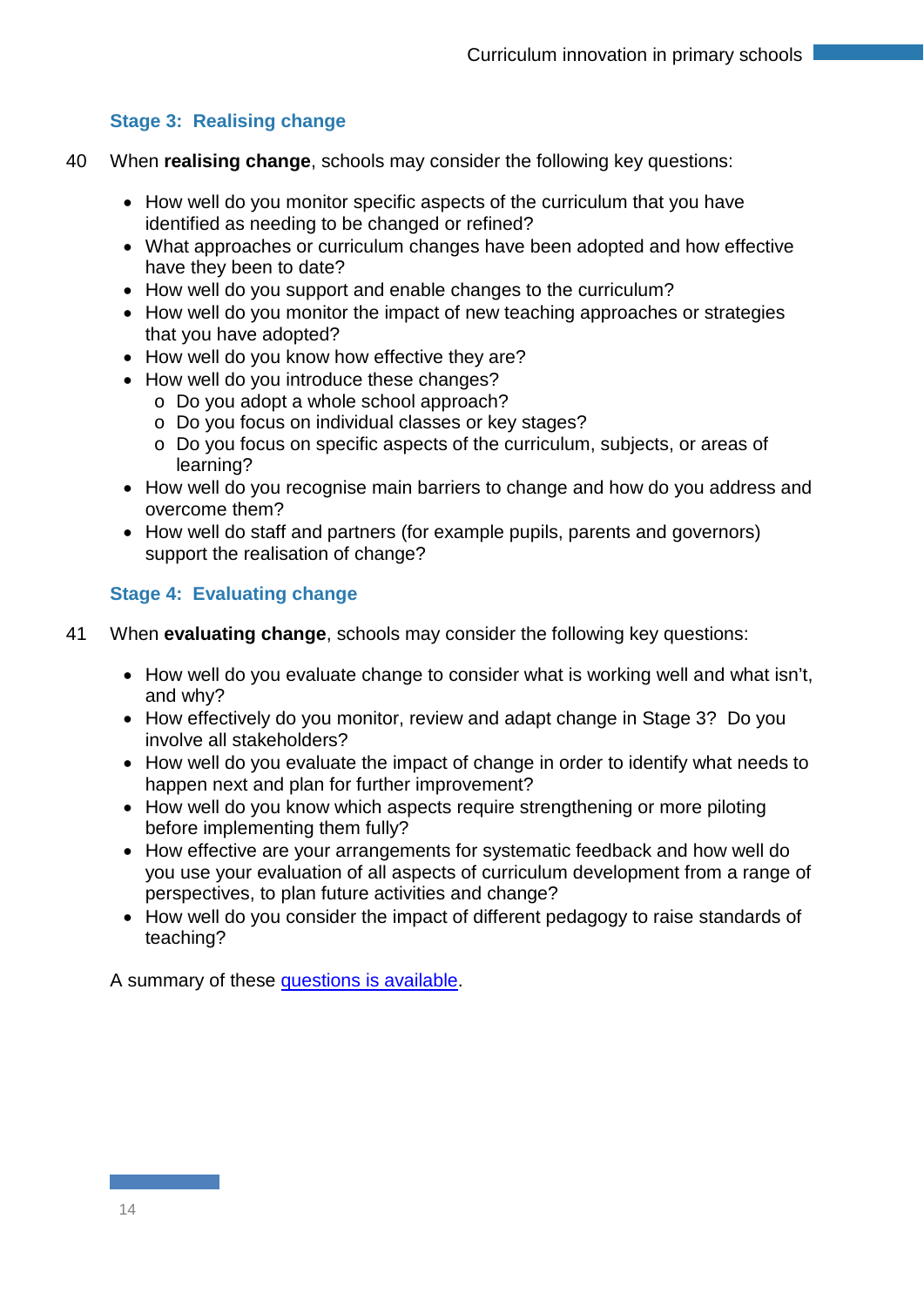### Stage 3: Realising change

40 When **realising change**, schools may consider the following key questions:

- How well do you monitor specific aspects of the curriculum that you have identified as needing to be changed or refined?
- What approaches or curriculum changes have been adopted and how effective have they been to date?
- How well do you support and enable changes to the curriculum?
- How well do you monitor the impact of new teaching approaches or strategies that you have adopted?
- How well do you know how effective they are?
- How well do you introduce these changes?
  - Do you adopt a whole school approach?
  - Do you focus on individual classes or key stages?
  - Do you focus on specific aspects of the curriculum, subjects, or areas of learning?
- How well do you recognise main barriers to change and how do you address and overcome them?
- How well do staff and partners (for example pupils, parents and governors) support the realisation of change?

### Stage 4: Evaluating change

41 When **evaluating change**, schools may consider the following key questions:

- How well do you evaluate change to consider what is working well and what isn't, and why?
- How effectively do you monitor, review and adapt change in Stage 3? Do you involve all stakeholders?
- How well do you evaluate the impact of change in order to identify what needs to happen next and plan for further improvement?
- How well do you know which aspects require strengthening or more piloting before implementing them fully?
- How effective are your arrangements for systematic feedback and how well do you use your evaluation of all aspects of curriculum development from a range of perspectives, to plan future activities and change?
- How well do you consider the impact of different pedagogy to raise standards of teaching?

A summary of these questions is available.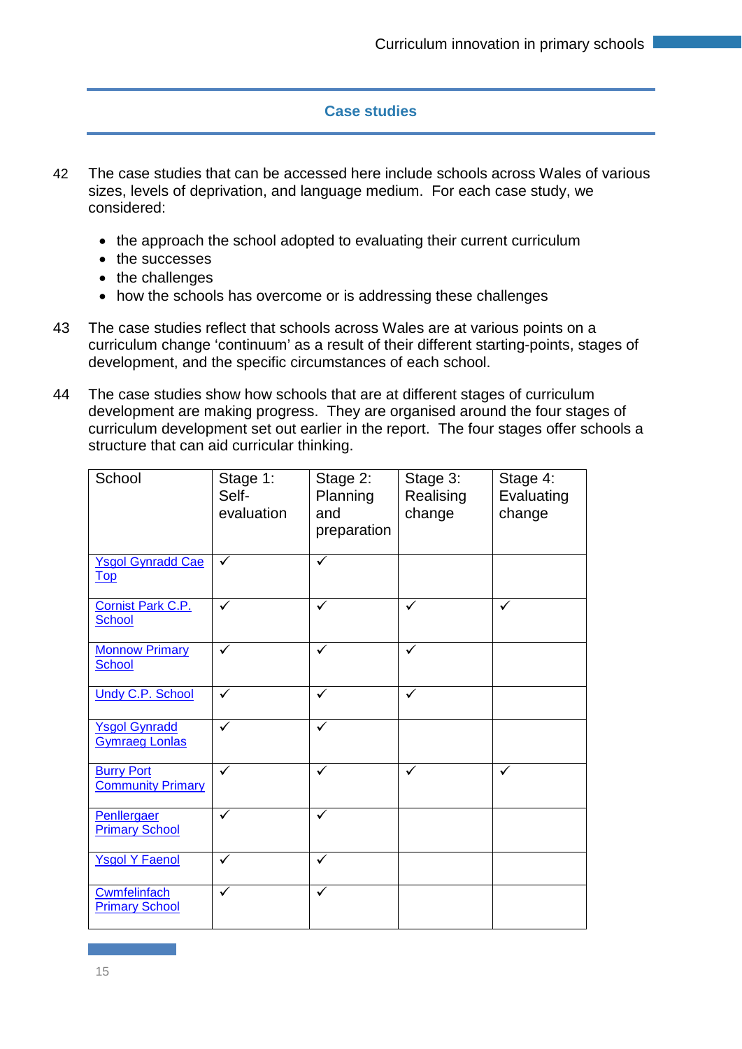## Case studies

42 The case studies that can be accessed here include schools across Wales of various sizes, levels of deprivation, and language medium. For each case study, we considered:

- the approach the school adopted to evaluating their current curriculum
- the successes
- the challenges
- how the schools has overcome or is addressing these challenges

43 The case studies reflect that schools across Wales are at various points on a curriculum change 'continuum' as a result of their different starting-points, stages of development, and the specific circumstances of each school.

44 The case studies show how schools that are at different stages of curriculum development are making progress. They are organised around the four stages of curriculum development set out earlier in the report. The four stages offer schools a structure that can aid curricular thinking.

| School | Stage 1: Self-evaluation | Stage 2: Planning and preparation | Stage 3: Realising change | Stage 4: Evaluating change |
|---|---|---|---|---|
| Ysgol Gynradd Cae Top | ✓ | ✓ | | |
| Cornist Park C.P. School | ✓ | ✓ | ✓ | ✓ |
| Monnow Primary School | ✓ | ✓ | ✓ | |
| Undy C.P. School | ✓ | ✓ | ✓ | |
| Ysgol Gynradd Gymraeg Lonlas | ✓ | ✓ | | |
| Burry Port Community Primary | ✓ | ✓ | ✓ | ✓ |
| Penllergaer Primary School | ✓ | ✓ | | |
| Ysgol Y Faenol | ✓ | ✓ | | |
| Cwmfelinfach Primary School | ✓ | ✓ | | |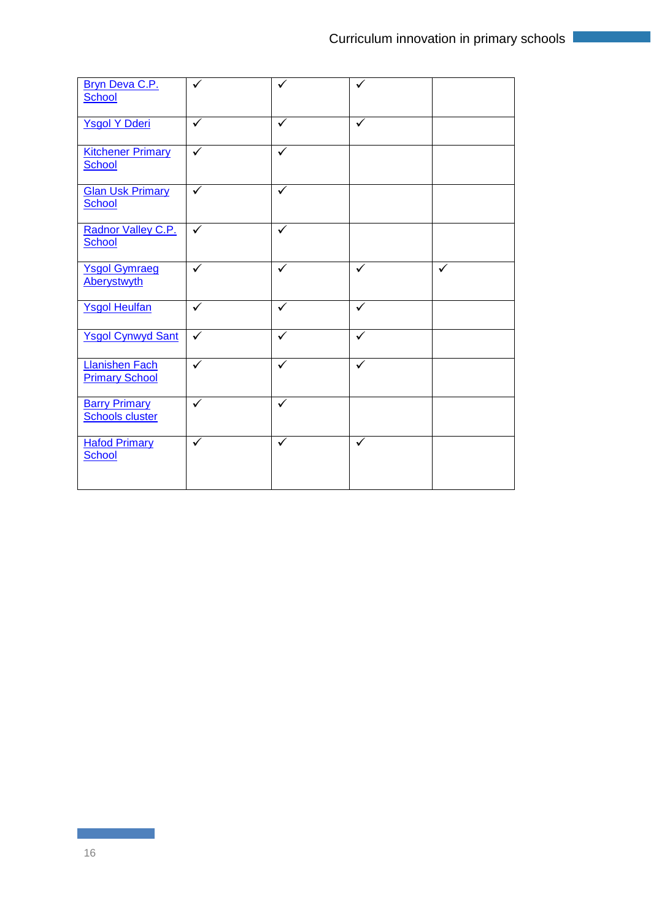| | | | | |
|---|---|---|---|---|
| Bryn Deva C.P. School | ✓ | ✓ | ✓ | |
| Ysgol Y Dderi | ✓ | ✓ | ✓ | |
| Kitchener Primary School | ✓ | ✓ | | |
| Glan Usk Primary School | ✓ | ✓ | | |
| Radnor Valley C.P. School | ✓ | ✓ | | |
| Ysgol Gymraeg Aberystwyth | ✓ | ✓ | ✓ | ✓ |
| Ysgol Heulfan | ✓ | ✓ | ✓ | |
| Ysgol Cynwyd Sant | ✓ | ✓ | ✓ | |
| Llanishen Fach Primary School | ✓ | ✓ | ✓ | |
| Barry Primary Schools cluster | ✓ | ✓ | | |
| Hafod Primary School | ✓ | ✓ | ✓ | |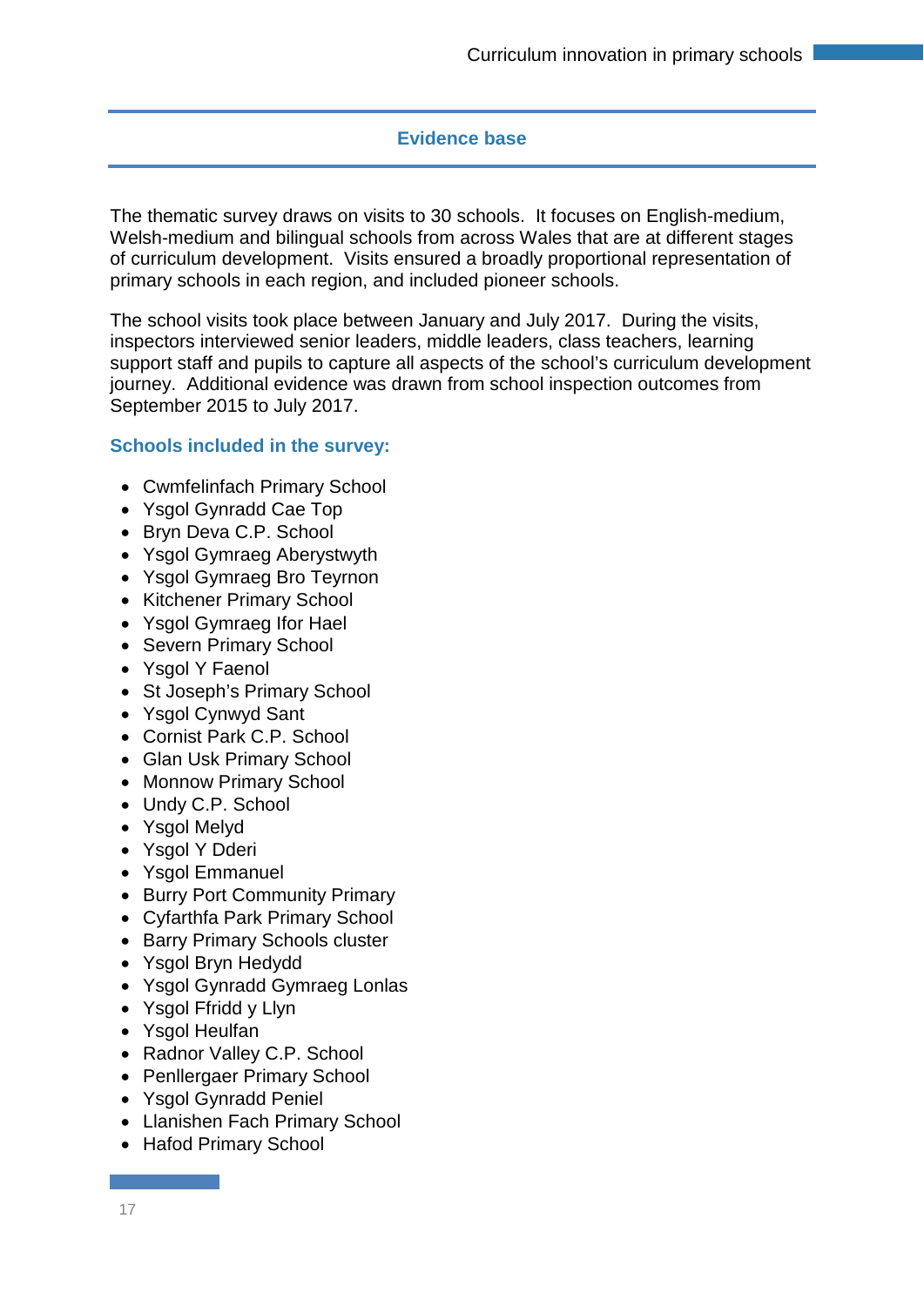## Evidence base

The thematic survey draws on visits to 30 schools. It focuses on English-medium, Welsh-medium and bilingual schools from across Wales that are at different stages of curriculum development. Visits ensured a broadly proportional representation of primary schools in each region, and included pioneer schools.

The school visits took place between January and July 2017. During the visits, inspectors interviewed senior leaders, middle leaders, class teachers, learning support staff and pupils to capture all aspects of the school's curriculum development journey. Additional evidence was drawn from school inspection outcomes from September 2015 to July 2017.

### Schools included in the survey:

- Cwmfelinfach Primary School
- Ysgol Gynradd Cae Top
- Bryn Deva C.P. School
- Ysgol Gymraeg Aberystwyth
- Ysgol Gymraeg Bro Teyrnon
- Kitchener Primary School
- Ysgol Gymraeg Ifor Hael
- Severn Primary School
- Ysgol Y Faenol
- St Joseph's Primary School
- Ysgol Cynwyd Sant
- Cornist Park C.P. School
- Glan Usk Primary School
- Monnow Primary School
- Undy C.P. School
- Ysgol Melyd
- Ysgol Y Dderi
- Ysgol Emmanuel
- Burry Port Community Primary
- Cyfarthfa Park Primary School
- Barry Primary Schools cluster
- Ysgol Bryn Hedydd
- Ysgol Gynradd Gymraeg Lonlas
- Ysgol Ffridd y Llyn
- Ysgol Heulfan
- Radnor Valley C.P. School
- Penllergaer Primary School
- Ysgol Gynradd Peniel
- Llanishen Fach Primary School
- Hafod Primary School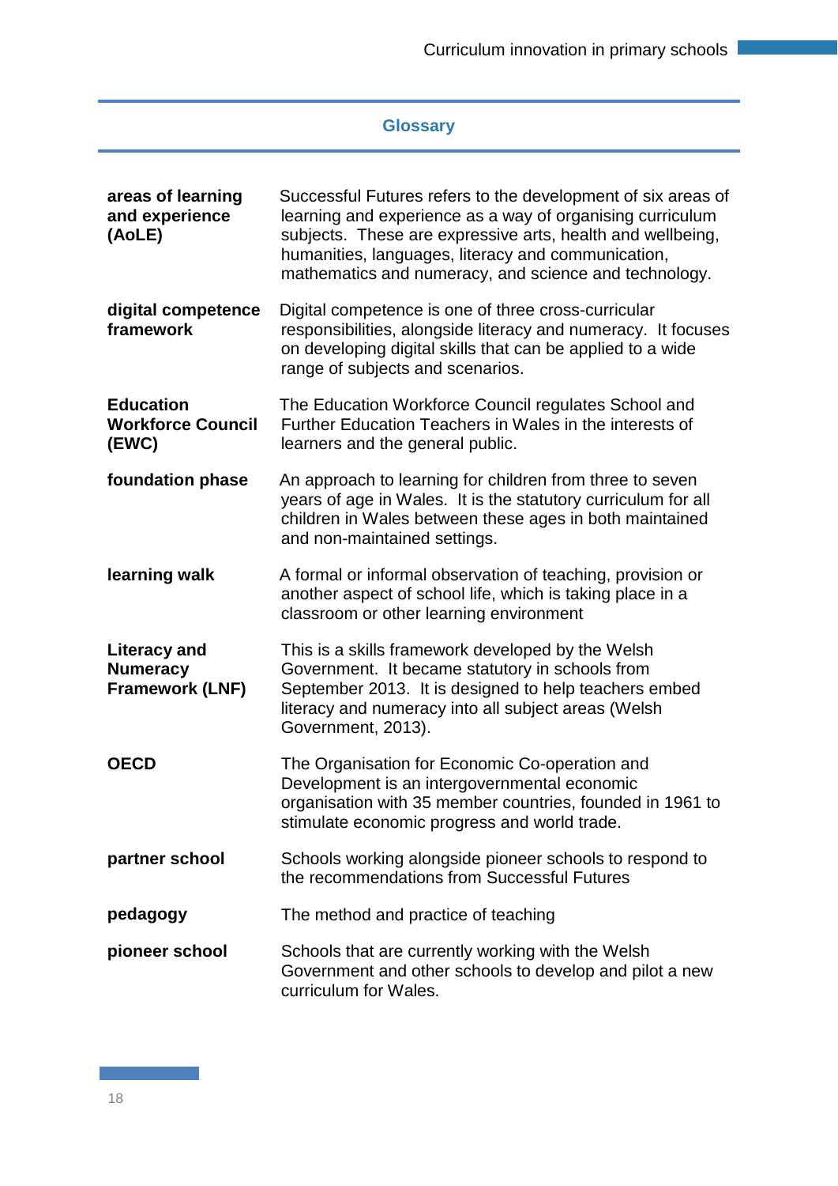## Glossary

| | |
|---|---|
| **areas of learning and experience (AoLE)** | Successful Futures refers to the development of six areas of learning and experience as a way of organising curriculum subjects. These are expressive arts, health and wellbeing, humanities, languages, literacy and communication, mathematics and numeracy, and science and technology. |
| **digital competence framework** | Digital competence is one of three cross-curricular responsibilities, alongside literacy and numeracy. It focuses on developing digital skills that can be applied to a wide range of subjects and scenarios. |
| **Education Workforce Council (EWC)** | The Education Workforce Council regulates School and Further Education Teachers in Wales in the interests of learners and the general public. |
| **foundation phase** | An approach to learning for children from three to seven years of age in Wales. It is the statutory curriculum for all children in Wales between these ages in both maintained and non-maintained settings. |
| **learning walk** | A formal or informal observation of teaching, provision or another aspect of school life, which is taking place in a classroom or other learning environment |
| **Literacy and Numeracy Framework (LNF)** | This is a skills framework developed by the Welsh Government. It became statutory in schools from September 2013. It is designed to help teachers embed literacy and numeracy into all subject areas (Welsh Government, 2013). |
| **OECD** | The Organisation for Economic Co-operation and Development is an intergovernmental economic organisation with 35 member countries, founded in 1961 to stimulate economic progress and world trade. |
| **partner school** | Schools working alongside pioneer schools to respond to the recommendations from Successful Futures |
| **pedagogy** | The method and practice of teaching |
| **pioneer school** | Schools that are currently working with the Welsh Government and other schools to develop and pilot a new curriculum for Wales. |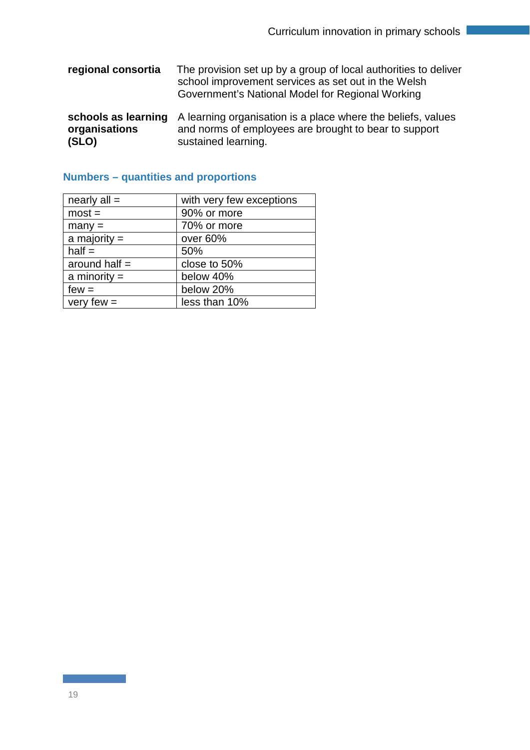**regional consortia** The provision set up by a group of local authorities to deliver school improvement services as set out in the Welsh Government's National Model for Regional Working

**schools as learning organisations (SLO)** A learning organisation is a place where the beliefs, values and norms of employees are brought to bear to support sustained learning.

## Numbers – quantities and proportions

| | |
|---|---|
| nearly all = | with very few exceptions |
| most = | 90% or more |
| many = | 70% or more |
| a majority = | over 60% |
| half = | 50% |
| around half = | close to 50% |
| a minority = | below 40% |
| few = | below 20% |
| very few = | less than 10% |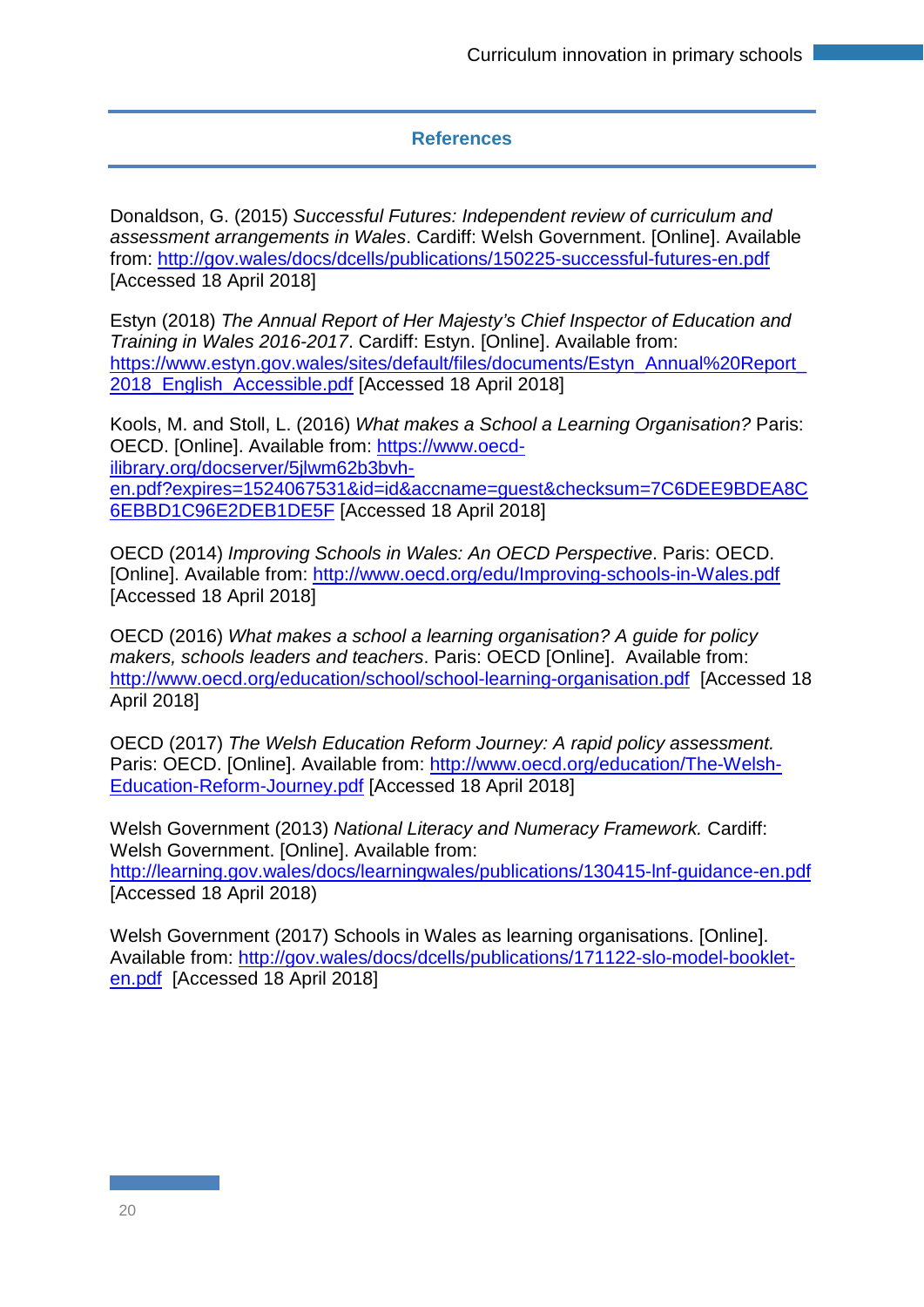## References

Donaldson, G. (2015) *Successful Futures: Independent review of curriculum and assessment arrangements in Wales*. Cardiff: Welsh Government. [Online]. Available from: http://gov.wales/docs/dcells/publications/150225-successful-futures-en.pdf [Accessed 18 April 2018]

Estyn (2018) *The Annual Report of Her Majesty's Chief Inspector of Education and Training in Wales 2016-2017*. Cardiff: Estyn. [Online]. Available from: https://www.estyn.gov.wales/sites/default/files/documents/Estyn_Annual%20Report_2018_English_Accessible.pdf [Accessed 18 April 2018]

Kools, M. and Stoll, L. (2016) *What makes a School a Learning Organisation?* Paris: OECD. [Online]. Available from: https://www.oecd-ilibrary.org/docserver/5jlwm62b3bvh-en.pdf?expires=1524067531&id=id&accname=guest&checksum=7C6DEE9BDEA8C6EBBD1C96E2DEB1DE5F [Accessed 18 April 2018]

OECD (2014) *Improving Schools in Wales: An OECD Perspective*. Paris: OECD. [Online]. Available from: http://www.oecd.org/edu/Improving-schools-in-Wales.pdf [Accessed 18 April 2018]

OECD (2016) *What makes a school a learning organisation? A guide for policy makers, schools leaders and teachers*. Paris: OECD [Online]. Available from: http://www.oecd.org/education/school/school-learning-organisation.pdf [Accessed 18 April 2018]

OECD (2017) *The Welsh Education Reform Journey: A rapid policy assessment.* Paris: OECD. [Online]. Available from: http://www.oecd.org/education/The-Welsh-Education-Reform-Journey.pdf [Accessed 18 April 2018]

Welsh Government (2013) *National Literacy and Numeracy Framework.* Cardiff: Welsh Government. [Online]. Available from: http://learning.gov.wales/docs/learningwales/publications/130415-lnf-guidance-en.pdf [Accessed 18 April 2018)

Welsh Government (2017) Schools in Wales as learning organisations. [Online]. Available from: http://gov.wales/docs/dcells/publications/171122-slo-model-booklet-en.pdf [Accessed 18 April 2018]